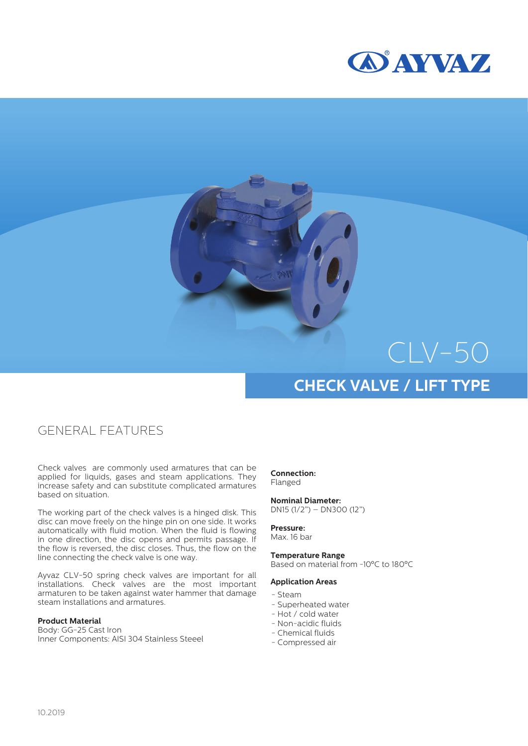# CLV-50

## CHECK VALVE / LIFT TYPE

## GENERAL FEATURES

Check valves are commonly used armatures that can be applied for liquids, gases and steam applications. They increase safety and can substitute complicated armatures based on situation.

The working part of the check valves is a hinged disk. This disc can move freely on the hinge pin on one side. It works automatically with fluid motion. When the fluid is flowing in one direction, the disc opens and permits passage. If the flow is reversed, the disc closes. Thus, the flow on the line connecting the check valve is one way.

Ayvaz CLV-50 spring check valves are important for all installations. Check valves are the most important armaturen to be taken against water hammer that damage steam installations and armatures.

**Product Material**
Body: GG-25 Cast Iron
Inner Components: AISI 304 Stainless Steeel

**Connection:**
Flanged

**Nominal Diameter:**
DN15 (1/2") – DN300 (12")

**Pressure:**
Max. 16 bar

**Temperature Range**
Based on material from -10°C to 180°C

**Application Areas**

- Steam
- Superheated water
- Hot / cold water
- Non-acidic fluids
- Chemical fluids
- Compressed air

10.2019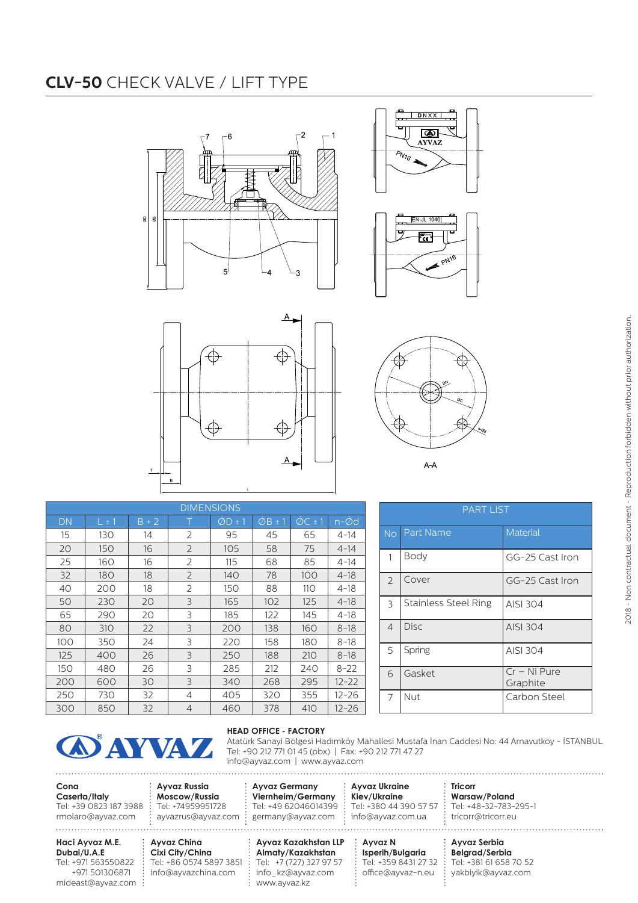# CLV-50 CHECK VALVE / LIFT TYPE

| DIMENSIONS | | | | | | | |
|---|---|---|---|---|---|---|---|
| DN | L ± 1 | B + 2 | T | ØD ± 1 | ØB ± 1 | ØC ± 1 | n-Ød |
| 15 | 130 | 14 | 2 | 95 | 45 | 65 | 4-14 |
| 20 | 150 | 16 | 2 | 105 | 58 | 75 | 4-14 |
| 25 | 160 | 16 | 2 | 115 | 68 | 85 | 4-14 |
| 32 | 180 | 18 | 2 | 140 | 78 | 100 | 4-18 |
| 40 | 200 | 18 | 2 | 150 | 88 | 110 | 4-18 |
| 50 | 230 | 20 | 3 | 165 | 102 | 125 | 4-18 |
| 65 | 290 | 20 | 3 | 185 | 122 | 145 | 4-18 |
| 80 | 310 | 22 | 3 | 200 | 138 | 160 | 8-18 |
| 100 | 350 | 24 | 3 | 220 | 158 | 180 | 8-18 |
| 125 | 400 | 26 | 3 | 250 | 188 | 210 | 8-18 |
| 150 | 480 | 26 | 3 | 285 | 212 | 240 | 8-22 |
| 200 | 600 | 30 | 3 | 340 | 268 | 295 | 12-22 |
| 250 | 730 | 32 | 4 | 405 | 320 | 355 | 12-26 |
| 300 | 850 | 32 | 4 | 460 | 378 | 410 | 12-26 |

| PART LIST | | |
|---|---|---|
| No | Part Name | Material |
| 1 | Body | GG-25 Cast Iron |
| 2 | Cover | GG-25 Cast Iron |
| 3 | Stainless Steel Ring | AISI 304 |
| 4 | Disc | AISI 304 |
| 5 | Spring | AISI 304 |
| 6 | Gasket | Cr – Ni Pure Graphite |
| 7 | Nut | Carbon Steel |

2018 - Non contractual document - Reproduction forbidden without prior authorization.

**HEAD OFFICE - FACTORY**
Atatürk Sanayi Bölgesi Hadımköy Mahallesi Mustafa İnan Caddesi No: 44 Arnavutköy - İSTANBUL
Tel: +90 212 771 01 45 (pbx) | Fax: +90 212 771 47 27
info@ayvaz.com | www.ayvaz.com

**Cona Caserta/Italy**
Tel: +39 0823 187 3988
rmolaro@ayvaz.com

**Ayvaz Russia Moscow/Russia**
Tel: +74959951728
ayvazrus@ayvaz.com

**Ayvaz Germany Viernheim/Germany**
Tel: +49 62046014399
germany@ayvaz.com

**Ayvaz Ukraine Kiev/Ukraine**
Tel: +380 44 390 57 57
info@ayvaz.com.ua

**Tricorr Warsaw/Poland**
Tel: +48-32-783-295-1
tricorr@tricorr.eu

**Haci Ayvaz M.E. Dubai/U.A.E**
Tel: +971 563550822
+971 501306871
mideast@ayvaz.com

**Ayvaz China Cixi City/China**
Tel: +86 0574 5897 3851
info@ayvazchina.com

**Ayvaz Kazakhstan LLP Almaty/Kazakhstan**
Tel: +7 (727) 327 97 57
info_kz@ayvaz.com
www.ayvaz.kz

**Ayvaz N Isperih/Bulgaria**
Tel: +359 8431 27 32
office@ayvaz-n.eu

**Ayvaz Serbia Belgrad/Serbia**
Tel: +381 61 658 70 52
yakbiyik@ayvaz.com